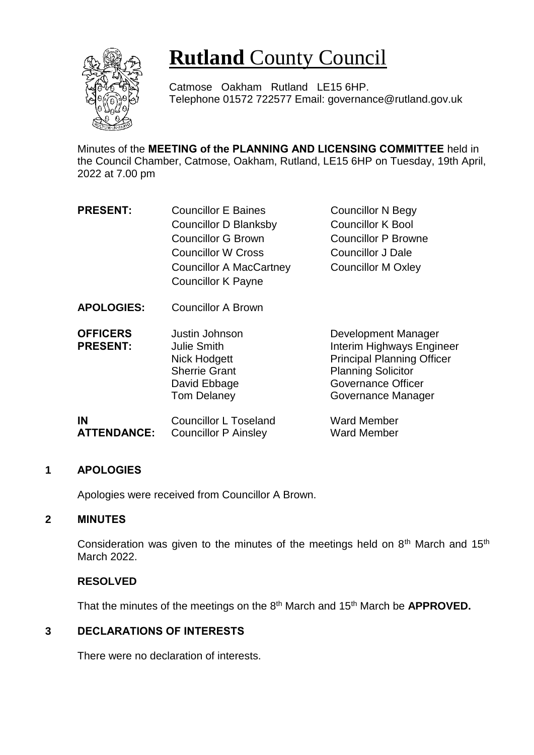# **Rutland** County Council

Catmose Oakham Rutland LE15 6HP.
Telephone 01572 722577 Email: governance@rutland.gov.uk

Minutes of the **MEETING of the PLANNING AND LICENSING COMMITTEE** held in the Council Chamber, Catmose, Oakham, Rutland, LE15 6HP on Tuesday, 19th April, 2022 at 7.00 pm

| | | |
|---|---|---|
| **PRESENT:** | Councillor E Baines | Councillor N Begy |
| | Councillor D Blanksby | Councillor K Bool |
| | Councillor G Brown | Councillor P Browne |
| | Councillor W Cross | Councillor J Dale |
| | Councillor A MacCartney | Councillor M Oxley |
| | Councillor K Payne | |
| **APOLOGIES:** | Councillor A Brown | |
| **OFFICERS PRESENT:** | Justin Johnson | Development Manager |
| | Julie Smith | Interim Highways Engineer |
| | Nick Hodgett | Principal Planning Officer |
| | Sherrie Grant | Planning Solicitor |
| | David Ebbage | Governance Officer |
| | Tom Delaney | Governance Manager |
| **IN ATTENDANCE:** | Councillor L Toseland | Ward Member |
| | Councillor P Ainsley | Ward Member |

## 1 APOLOGIES

Apologies were received from Councillor A Brown.

## 2 MINUTES

Consideration was given to the minutes of the meetings held on 8th March and 15th March 2022.

**RESOLVED**

That the minutes of the meetings on the 8th March and 15th March be **APPROVED.**

## 3 DECLARATIONS OF INTERESTS

There were no declaration of interests.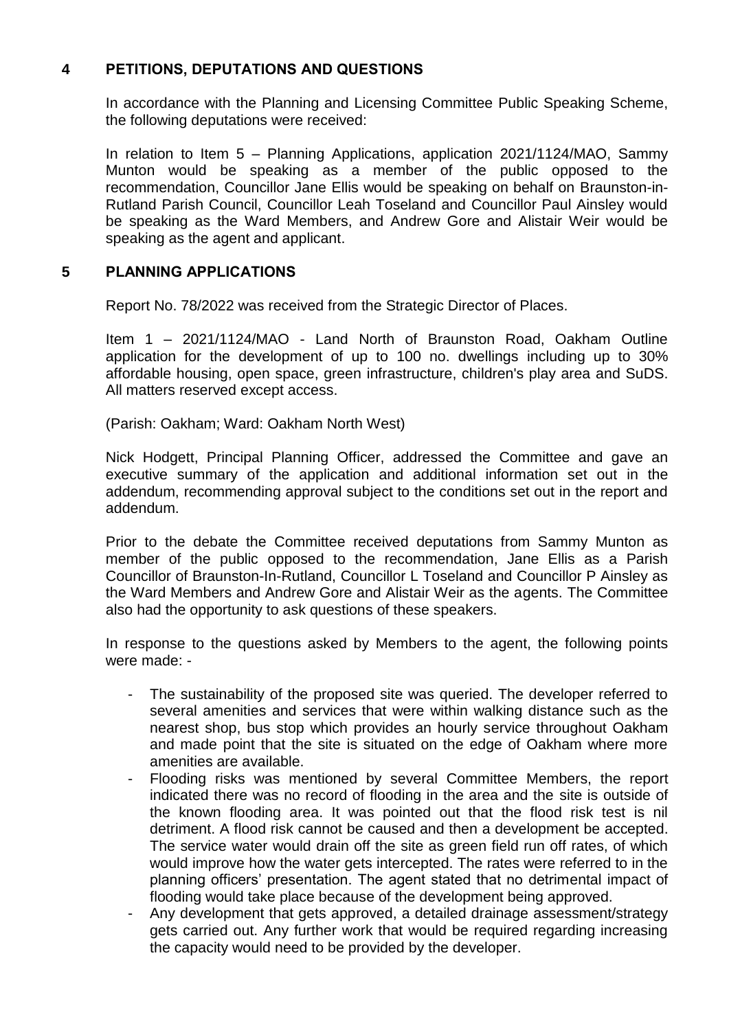## 4 PETITIONS, DEPUTATIONS AND QUESTIONS

In accordance with the Planning and Licensing Committee Public Speaking Scheme, the following deputations were received:

In relation to Item 5 – Planning Applications, application 2021/1124/MAO, Sammy Munton would be speaking as a member of the public opposed to the recommendation, Councillor Jane Ellis would be speaking on behalf on Braunston-in-Rutland Parish Council, Councillor Leah Toseland and Councillor Paul Ainsley would be speaking as the Ward Members, and Andrew Gore and Alistair Weir would be speaking as the agent and applicant.

## 5 PLANNING APPLICATIONS

Report No. 78/2022 was received from the Strategic Director of Places.

Item 1 – 2021/1124/MAO - Land North of Braunston Road, Oakham Outline application for the development of up to 100 no. dwellings including up to 30% affordable housing, open space, green infrastructure, children's play area and SuDS. All matters reserved except access.

(Parish: Oakham; Ward: Oakham North West)

Nick Hodgett, Principal Planning Officer, addressed the Committee and gave an executive summary of the application and additional information set out in the addendum, recommending approval subject to the conditions set out in the report and addendum.

Prior to the debate the Committee received deputations from Sammy Munton as member of the public opposed to the recommendation, Jane Ellis as a Parish Councillor of Braunston-In-Rutland, Councillor L Toseland and Councillor P Ainsley as the Ward Members and Andrew Gore and Alistair Weir as the agents. The Committee also had the opportunity to ask questions of these speakers.

In response to the questions asked by Members to the agent, the following points were made: -

- The sustainability of the proposed site was queried. The developer referred to several amenities and services that were within walking distance such as the nearest shop, bus stop which provides an hourly service throughout Oakham and made point that the site is situated on the edge of Oakham where more amenities are available.
- Flooding risks was mentioned by several Committee Members, the report indicated there was no record of flooding in the area and the site is outside of the known flooding area. It was pointed out that the flood risk test is nil detriment. A flood risk cannot be caused and then a development be accepted. The service water would drain off the site as green field run off rates, of which would improve how the water gets intercepted. The rates were referred to in the planning officers' presentation. The agent stated that no detrimental impact of flooding would take place because of the development being approved.
- Any development that gets approved, a detailed drainage assessment/strategy gets carried out. Any further work that would be required regarding increasing the capacity would need to be provided by the developer.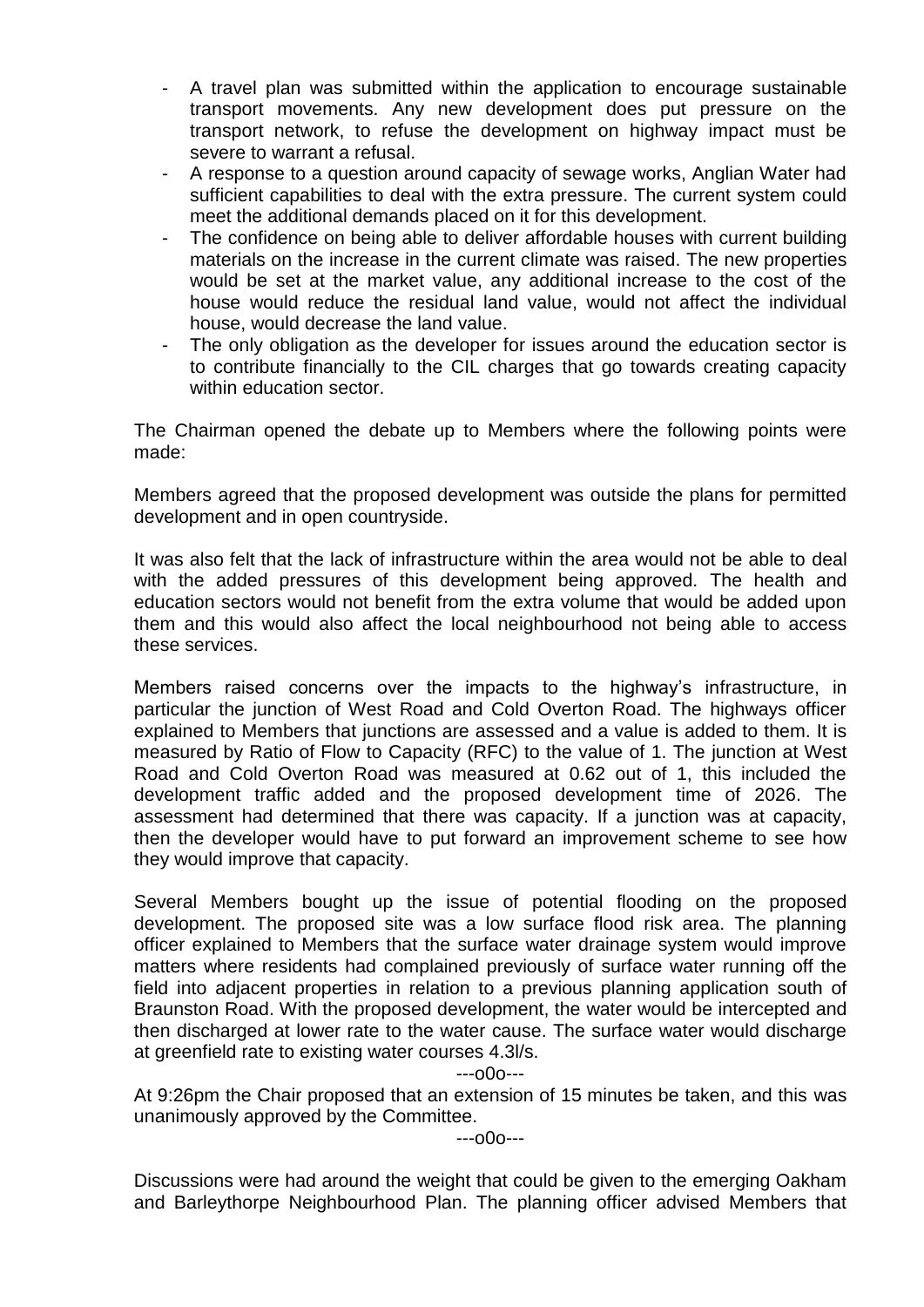- A travel plan was submitted within the application to encourage sustainable transport movements. Any new development does put pressure on the transport network, to refuse the development on highway impact must be severe to warrant a refusal.
- A response to a question around capacity of sewage works, Anglian Water had sufficient capabilities to deal with the extra pressure. The current system could meet the additional demands placed on it for this development.
- The confidence on being able to deliver affordable houses with current building materials on the increase in the current climate was raised. The new properties would be set at the market value, any additional increase to the cost of the house would reduce the residual land value, would not affect the individual house, would decrease the land value.
- The only obligation as the developer for issues around the education sector is to contribute financially to the CIL charges that go towards creating capacity within education sector.

The Chairman opened the debate up to Members where the following points were made:

Members agreed that the proposed development was outside the plans for permitted development and in open countryside.

It was also felt that the lack of infrastructure within the area would not be able to deal with the added pressures of this development being approved. The health and education sectors would not benefit from the extra volume that would be added upon them and this would also affect the local neighbourhood not being able to access these services.

Members raised concerns over the impacts to the highway's infrastructure, in particular the junction of West Road and Cold Overton Road. The highways officer explained to Members that junctions are assessed and a value is added to them. It is measured by Ratio of Flow to Capacity (RFC) to the value of 1. The junction at West Road and Cold Overton Road was measured at 0.62 out of 1, this included the development traffic added and the proposed development time of 2026. The assessment had determined that there was capacity. If a junction was at capacity, then the developer would have to put forward an improvement scheme to see how they would improve that capacity.

Several Members bought up the issue of potential flooding on the proposed development. The proposed site was a low surface flood risk area. The planning officer explained to Members that the surface water drainage system would improve matters where residents had complained previously of surface water running off the field into adjacent properties in relation to a previous planning application south of Braunston Road. With the proposed development, the water would be intercepted and then discharged at lower rate to the water cause. The surface water would discharge at greenfield rate to existing water courses 4.3l/s.

---o0o---

At 9:26pm the Chair proposed that an extension of 15 minutes be taken, and this was unanimously approved by the Committee.

---o0o---

Discussions were had around the weight that could be given to the emerging Oakham and Barleythorpe Neighbourhood Plan. The planning officer advised Members that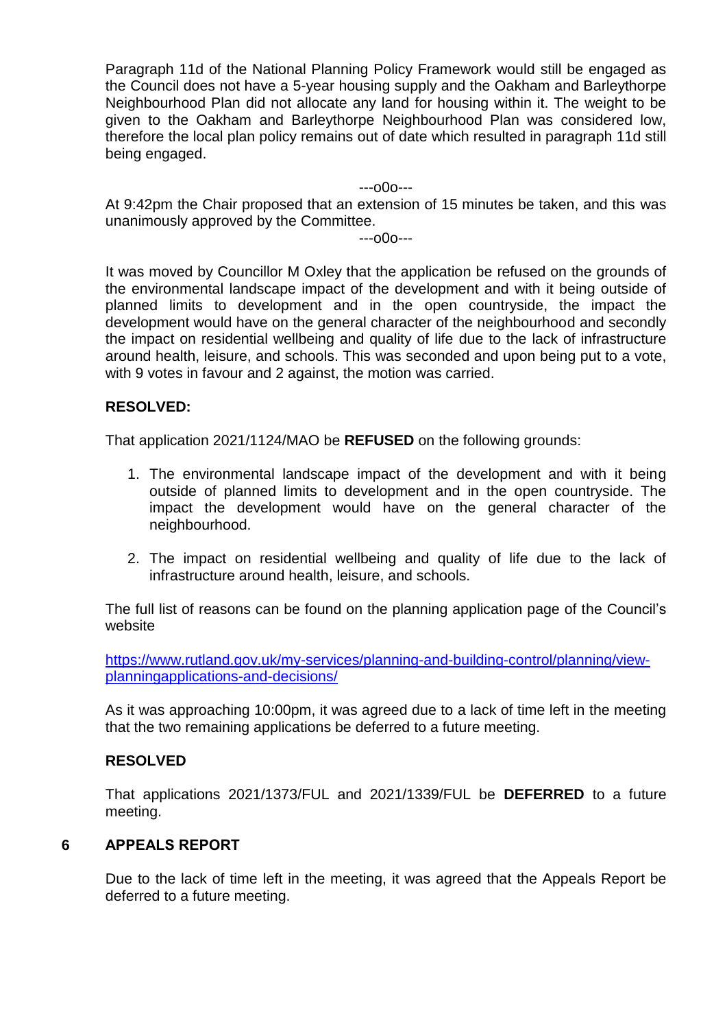Paragraph 11d of the National Planning Policy Framework would still be engaged as the Council does not have a 5-year housing supply and the Oakham and Barleythorpe Neighbourhood Plan did not allocate any land for housing within it. The weight to be given to the Oakham and Barleythorpe Neighbourhood Plan was considered low, therefore the local plan policy remains out of date which resulted in paragraph 11d still being engaged.

---o0o---

At 9:42pm the Chair proposed that an extension of 15 minutes be taken, and this was unanimously approved by the Committee.

---o0o---

It was moved by Councillor M Oxley that the application be refused on the grounds of the environmental landscape impact of the development and with it being outside of planned limits to development and in the open countryside, the impact the development would have on the general character of the neighbourhood and secondly the impact on residential wellbeing and quality of life due to the lack of infrastructure around health, leisure, and schools. This was seconded and upon being put to a vote, with 9 votes in favour and 2 against, the motion was carried.

**RESOLVED:**

That application 2021/1124/MAO be **REFUSED** on the following grounds:

1. The environmental landscape impact of the development and with it being outside of planned limits to development and in the open countryside. The impact the development would have on the general character of the neighbourhood.
2. The impact on residential wellbeing and quality of life due to the lack of infrastructure around health, leisure, and schools.

The full list of reasons can be found on the planning application page of the Council's website

[https://www.rutland.gov.uk/my-services/planning-and-building-control/planning/view-planningapplications-and-decisions/](https://www.rutland.gov.uk/my-services/planning-and-building-control/planning/view-planningapplications-and-decisions/)

As it was approaching 10:00pm, it was agreed due to a lack of time left in the meeting that the two remaining applications be deferred to a future meeting.

**RESOLVED**

That applications 2021/1373/FUL and 2021/1339/FUL be **DEFERRED** to a future meeting.

## 6 APPEALS REPORT

Due to the lack of time left in the meeting, it was agreed that the Appeals Report be deferred to a future meeting.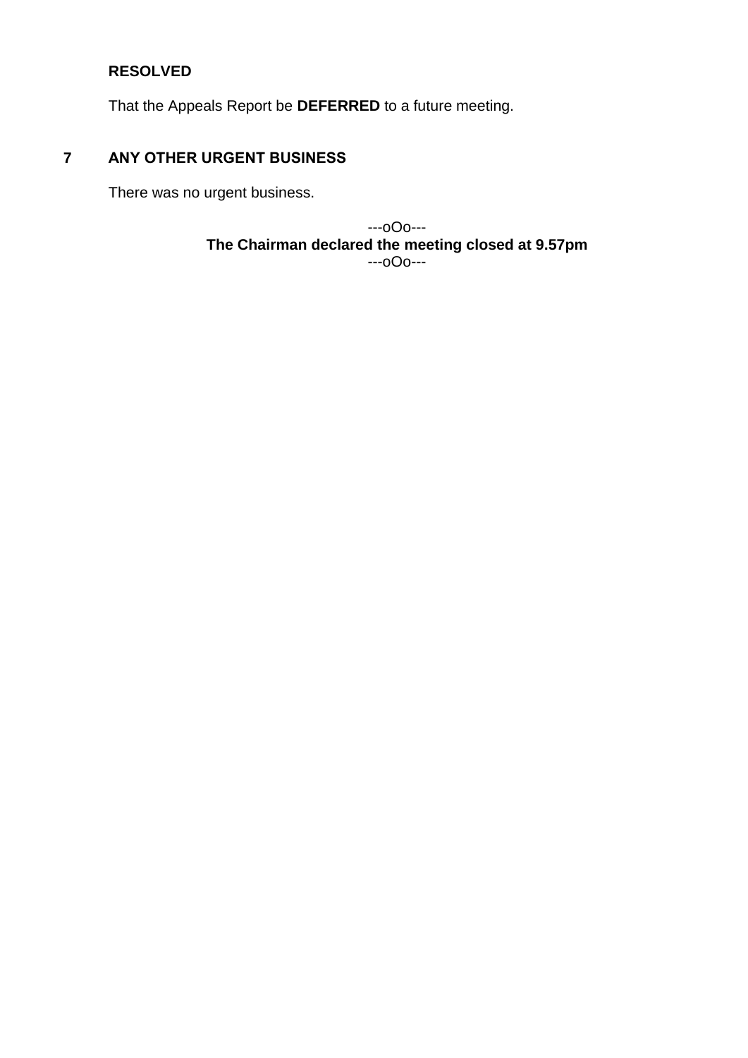**RESOLVED**

That the Appeals Report be **DEFERRED** to a future meeting.

## 7 ANY OTHER URGENT BUSINESS

There was no urgent business.

---oOo---
**The Chairman declared the meeting closed at 9.57pm**
---oOo---